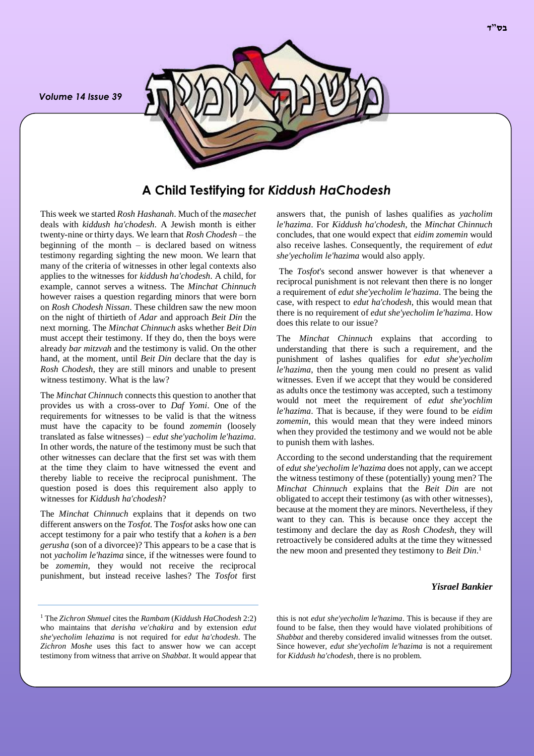# A Child Testifying for *Kiddush HaChodesh*

This week we started *Rosh Hashanah*. Much of the *masechet* deals with *kiddush ha'chodesh*. A Jewish month is either twenty-nine or thirty days. We learn that *Rosh Chodesh* – the beginning of the month – is declared based on witness testimony regarding sighting the new moon. We learn that many of the criteria of witnesses in other legal contexts also applies to the witnesses for *kiddush ha'chodesh*. A child, for example, cannot serves a witness. The *Minchat Chinnuch* however raises a question regarding minors that were born on *Rosh Chodesh Nissan*. These children saw the new moon on the night of thirtieth of *Adar* and approach *Beit Din* the next morning. The *Minchat Chinnuch* asks whether *Beit Din* must accept their testimony. If they do, then the boys were already *bar mitzvah* and the testimony is valid. On the other hand, at the moment, until *Beit Din* declare that the day is *Rosh Chodesh*, they are still minors and unable to present witness testimony. What is the law?

The *Minchat Chinnuch* connects this question to another that provides us with a cross-over to *Daf Yomi*. One of the requirements for witnesses to be valid is that the witness must have the capacity to be found *zomemin* (loosely translated as false witnesses) – *edut she'yacholim le'hazima*. In other words, the nature of the testimony must be such that other witnesses can declare that the first set was with them at the time they claim to have witnessed the event and thereby liable to receive the reciprocal punishment. The question posed is does this requirement also apply to witnesses for *Kiddush ha'chodesh*?

The *Minchat Chinnuch* explains that it depends on two different answers on the *Tosfot.* The *Tosfot* asks how one can accept testimony for a pair who testify that a *kohen* is a *ben gerusha* (son of a divorcee)? This appears to be a case that is not *yacholim le'hazima* since, if the witnesses were found to be *zomemin*, they would not receive the reciprocal punishment, but instead receive lashes? The *Tosfot* first answers that, the punish of lashes qualifies as *yacholim le'hazima*. For *Kiddush ha'chodesh*, the *Minchat Chinnuch* concludes, that one would expect that *eidim zomemin* would also receive lashes. Consequently, the requirement of *edut she'yecholim le'hazima* would also apply.

The *Tosfot*'s second answer however is that whenever a reciprocal punishment is not relevant then there is no longer a requirement of *edut she'yecholim le'hazima*. The being the case, with respect to *edut ha'chodesh*, this would mean that there is no requirement of *edut she'yecholim le'hazima*. How does this relate to our issue?

The *Minchat Chinnuch* explains that according to understanding that there is such a requirement, and the punishment of lashes qualifies for *edut she'yecholim le'hazima*, then the young men could no present as valid witnesses. Even if we accept that they would be considered as adults once the testimony was accepted, such a testimony would not meet the requirement of *edut she'yochlim le'hazima*. That is because, if they were found to be *eidim zomemin*, this would mean that they were indeed minors when they provided the testimony and we would not be able to punish them with lashes.

According to the second understanding that the requirement of *edut she'yecholim le'hazima* does not apply, can we accept the witness testimony of these (potentially) young men? The *Minchat Chinnuch* explains that the *Beit Din* are not obligated to accept their testimony (as with other witnesses), because at the moment they are minors. Nevertheless, if they want to they can. This is because once they accept the testimony and declare the day as *Rosh Chodesh*, they will retroactively be considered adults at the time they witnessed the new moon and presented they testimony to *Beit Din*.[1]

***Yisrael Bankier***

---

[1] The *Zichron Shmuel* cites the *Rambam* (*Kiddush HaChodesh* 2:2) who maintains that *derisha ve'chakira* and by extension *edut she'yecholim lehazima* is not required for *edut ha'chodesh*. The *Zichron Moshe* uses this fact to answer how we can accept testimony from witness that arrive on *Shabbat*. It would appear that this is not *edut she'yecholim le'hazima*. This is because if they are found to be false, then they would have violated prohibitions of *Shabbat* and thereby considered invalid witnesses from the outset. Since however, *edut she'yecholim le'hazima* is not a requirement for *Kiddush ha'chodesh*, there is no problem.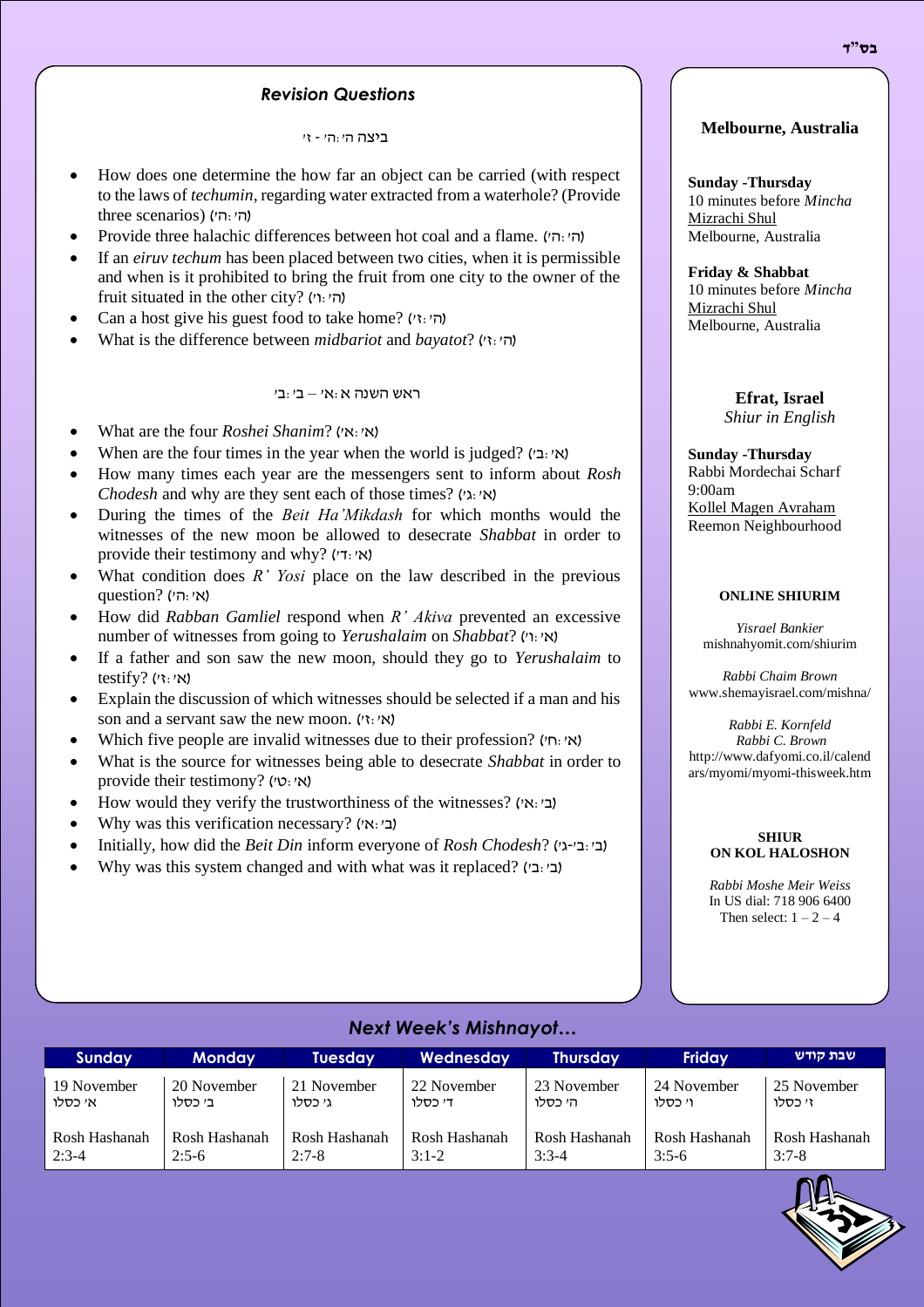בס"ד

## Revision Questions

ביצה ה':ה' - ז'

- How does one determine the how far an object can be carried (with respect to the laws of *techumin*, regarding water extracted from a waterhole? (Provide three scenarios) (ה':ה')
- Provide three halachic differences between hot coal and a flame. (ה':ה')
- If an *eiruv techum* has been placed between two cities, when it is permissible and when is it prohibited to bring the fruit from one city to the owner of the fruit situated in the other city? (ה':ו')
- Can a host give his guest food to take home? (ה':ז')
- What is the difference between *midbariot* and *bayatot*? (ה':ז')

ראש השנה א:א' – ב':ב'

- What are the four *Roshei Shanim*? (א':א')
- When are the four times in the year when the world is judged? (א':ב')
- How many times each year are the messengers sent to inform about *Rosh Chodesh* and why are they sent each of those times? (א':ג')
- During the times of the *Beit Ha'Mikdash* for which months would the witnesses of the new moon be allowed to desecrate *Shabbat* in order to provide their testimony and why? (א':ד')
- What condition does *R' Yosi* place on the law described in the previous question? (א':ה')
- How did *Rabban Gamliel* respond when *R' Akiva* prevented an excessive number of witnesses from going to *Yerushalaim* on *Shabbat*? (א':ו')
- If a father and son saw the new moon, should they go to *Yerushalaim* to testify? (א':ז')
- Explain the discussion of which witnesses should be selected if a man and his son and a servant saw the new moon. (א':ז')
- Which five people are invalid witnesses due to their profession? (א':ח')
- What is the source for witnesses being able to desecrate *Shabbat* in order to provide their testimony? (א':ט')
- How would they verify the trustworthiness of the witnesses? (ב':א')
- Why was this verification necessary? (ב':א')
- Initially, how did the *Beit Din* inform everyone of *Rosh Chodesh*? (ב':ב'-ג')
- Why was this system changed and with what was it replaced? (ב':ב')

### Melbourne, Australia

**Sunday -Thursday**
10 minutes before *Mincha*
Mizrachi Shul
Melbourne, Australia

**Friday & Shabbat**
10 minutes before *Mincha*
Mizrachi Shul
Melbourne, Australia

### Efrat, Israel
*Shiur in English*

**Sunday -Thursday**
Rabbi Mordechai Scharf
9:00am
Kollel Magen Avraham
Reemon Neighbourhood

### ONLINE SHIURIM

*Yisrael Bankier*
mishnahyomit.com/shiurim

*Rabbi Chaim Brown*
www.shemayisrael.com/mishna/

*Rabbi E. Kornfeld*
*Rabbi C. Brown*
http://www.dafyomi.co.il/calendars/myomi/myomi-thisweek.htm

### SHIUR ON KOL HALOSHON

*Rabbi Moshe Meir Weiss*
In US dial: 718 906 6400
Then select: 1 – 2 – 4

## Next Week's Mishnayot…

| Sunday | Monday | Tuesday | Wednesday | Thursday | Friday | שבת קודש |
|---|---|---|---|---|---|---|
| 19 November א' כסלו | 20 November ב' כסלו | 21 November ג' כסלו | 22 November ד' כסלו | 23 November ה' כסלו | 24 November ו' כסלו | 25 November ז' כסלו |
| Rosh Hashanah 2:3-4 | Rosh Hashanah 2:5-6 | Rosh Hashanah 2:7-8 | Rosh Hashanah 3:1-2 | Rosh Hashanah 3:3-4 | Rosh Hashanah 3:5-6 | Rosh Hashanah 3:7-8 |